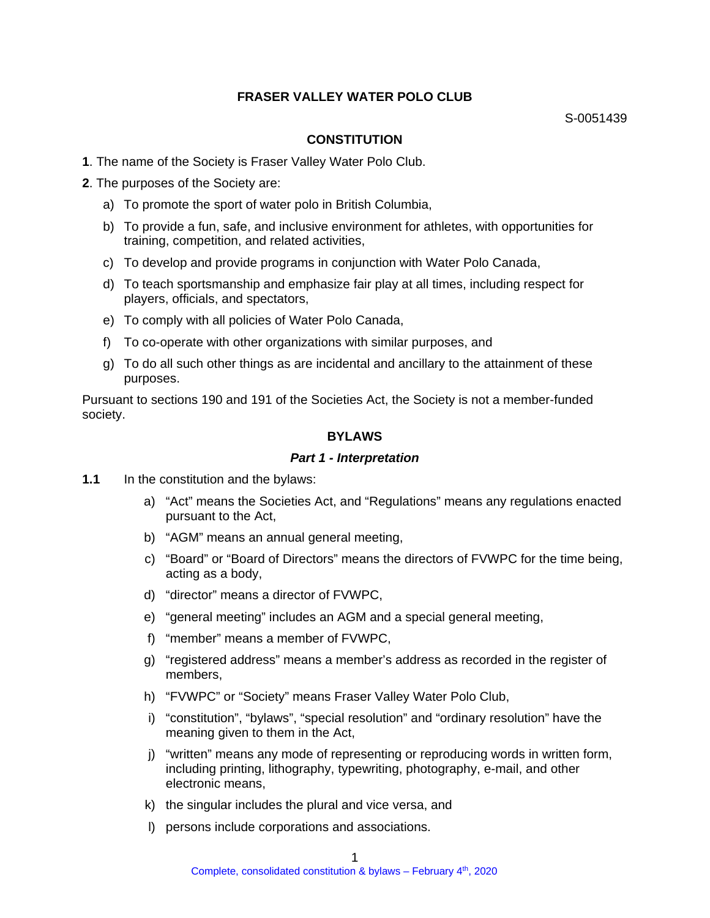# FRASER VALLEY WATER POLO CLUB

S-0051439

## CONSTITUTION

**1**. The name of the Society is Fraser Valley Water Polo Club.

**2**. The purposes of the Society are:

a) To promote the sport of water polo in British Columbia,

b) To provide a fun, safe, and inclusive environment for athletes, with opportunities for training, competition, and related activities,

c) To develop and provide programs in conjunction with Water Polo Canada,

d) To teach sportsmanship and emphasize fair play at all times, including respect for players, officials, and spectators,

e) To comply with all policies of Water Polo Canada,

f) To co-operate with other organizations with similar purposes, and

g) To do all such other things as are incidental and ancillary to the attainment of these purposes.

Pursuant to sections 190 and 191 of the Societies Act, the Society is not a member-funded society.

## BYLAWS

### *Part 1 - Interpretation*

**1.1** In the constitution and the bylaws:

a) "Act" means the Societies Act, and "Regulations" means any regulations enacted pursuant to the Act,

b) "AGM" means an annual general meeting,

c) "Board" or "Board of Directors" means the directors of FVWPC for the time being, acting as a body,

d) "director" means a director of FVWPC,

e) "general meeting" includes an AGM and a special general meeting,

f) "member" means a member of FVWPC,

g) "registered address" means a member's address as recorded in the register of members,

h) "FVWPC" or "Society" means Fraser Valley Water Polo Club,

i) "constitution", "bylaws", "special resolution" and "ordinary resolution" have the meaning given to them in the Act,

j) "written" means any mode of representing or reproducing words in written form, including printing, lithography, typewriting, photography, e-mail, and other electronic means,

k) the singular includes the plural and vice versa, and

l) persons include corporations and associations.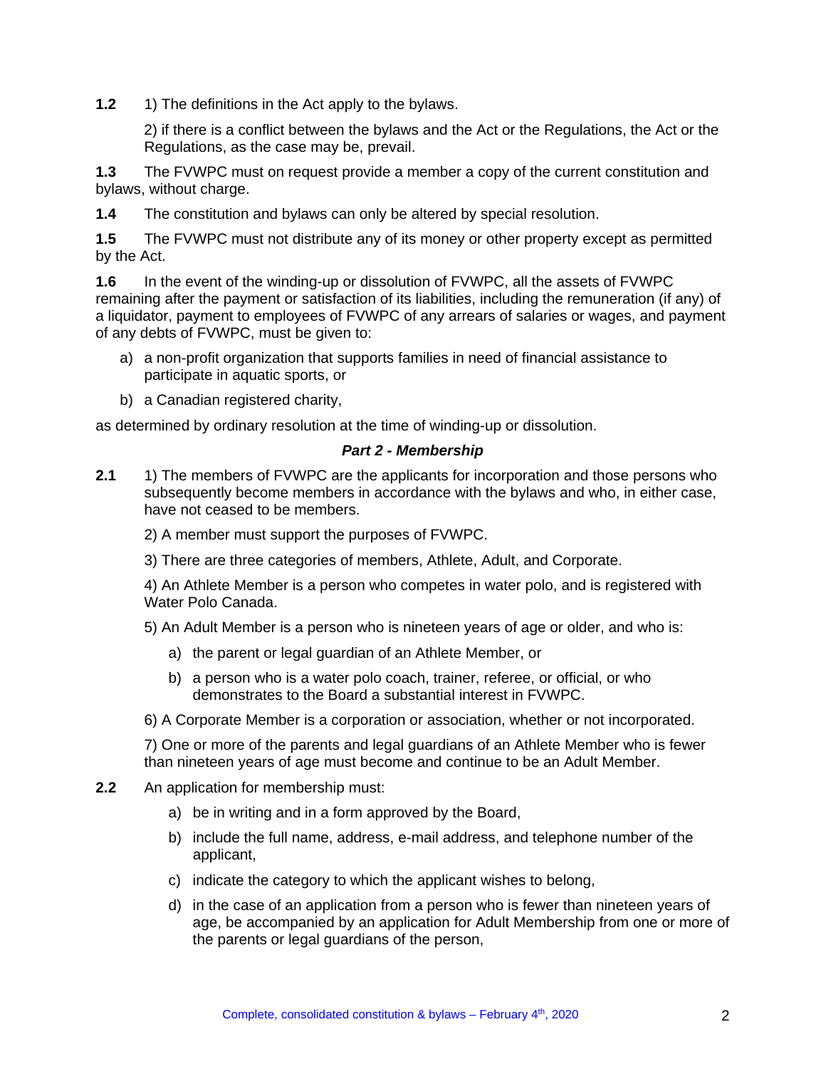**1.2** 1) The definitions in the Act apply to the bylaws.

2) if there is a conflict between the bylaws and the Act or the Regulations, the Act or the Regulations, as the case may be, prevail.

**1.3** The FVWPC must on request provide a member a copy of the current constitution and bylaws, without charge.

**1.4** The constitution and bylaws can only be altered by special resolution.

**1.5** The FVWPC must not distribute any of its money or other property except as permitted by the Act.

**1.6** In the event of the winding-up or dissolution of FVWPC, all the assets of FVWPC remaining after the payment or satisfaction of its liabilities, including the remuneration (if any) of a liquidator, payment to employees of FVWPC of any arrears of salaries or wages, and payment of any debts of FVWPC, must be given to:

a) a non-profit organization that supports families in need of financial assistance to participate in aquatic sports, or

b) a Canadian registered charity,

as determined by ordinary resolution at the time of winding-up or dissolution.

### *Part 2 - Membership*

**2.1** 1) The members of FVWPC are the applicants for incorporation and those persons who subsequently become members in accordance with the bylaws and who, in either case, have not ceased to be members.

2) A member must support the purposes of FVWPC.

3) There are three categories of members, Athlete, Adult, and Corporate.

4) An Athlete Member is a person who competes in water polo, and is registered with Water Polo Canada.

5) An Adult Member is a person who is nineteen years of age or older, and who is:

a) the parent or legal guardian of an Athlete Member, or

b) a person who is a water polo coach, trainer, referee, or official, or who demonstrates to the Board a substantial interest in FVWPC.

6) A Corporate Member is a corporation or association, whether or not incorporated.

7) One or more of the parents and legal guardians of an Athlete Member who is fewer than nineteen years of age must become and continue to be an Adult Member.

**2.2** An application for membership must:

a) be in writing and in a form approved by the Board,

b) include the full name, address, e-mail address, and telephone number of the applicant,

c) indicate the category to which the applicant wishes to belong,

d) in the case of an application from a person who is fewer than nineteen years of age, be accompanied by an application for Adult Membership from one or more of the parents or legal guardians of the person,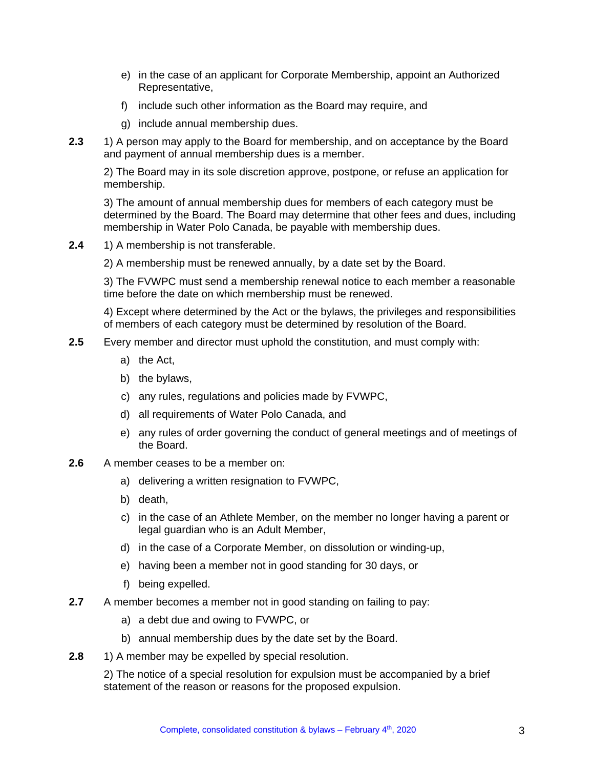e) in the case of an applicant for Corporate Membership, appoint an Authorized Representative,

f) include such other information as the Board may require, and

g) include annual membership dues.

**2.3** 1) A person may apply to the Board for membership, and on acceptance by the Board and payment of annual membership dues is a member.

2) The Board may in its sole discretion approve, postpone, or refuse an application for membership.

3) The amount of annual membership dues for members of each category must be determined by the Board. The Board may determine that other fees and dues, including membership in Water Polo Canada, be payable with membership dues.

**2.4** 1) A membership is not transferable.

2) A membership must be renewed annually, by a date set by the Board.

3) The FVWPC must send a membership renewal notice to each member a reasonable time before the date on which membership must be renewed.

4) Except where determined by the Act or the bylaws, the privileges and responsibilities of members of each category must be determined by resolution of the Board.

**2.5** Every member and director must uphold the constitution, and must comply with:

a) the Act,

b) the bylaws,

c) any rules, regulations and policies made by FVWPC,

d) all requirements of Water Polo Canada, and

e) any rules of order governing the conduct of general meetings and of meetings of the Board.

**2.6** A member ceases to be a member on:

a) delivering a written resignation to FVWPC,

b) death,

c) in the case of an Athlete Member, on the member no longer having a parent or legal guardian who is an Adult Member,

d) in the case of a Corporate Member, on dissolution or winding-up,

e) having been a member not in good standing for 30 days, or

f) being expelled.

**2.7** A member becomes a member not in good standing on failing to pay:

a) a debt due and owing to FVWPC, or

b) annual membership dues by the date set by the Board.

**2.8** 1) A member may be expelled by special resolution.

2) The notice of a special resolution for expulsion must be accompanied by a brief statement of the reason or reasons for the proposed expulsion.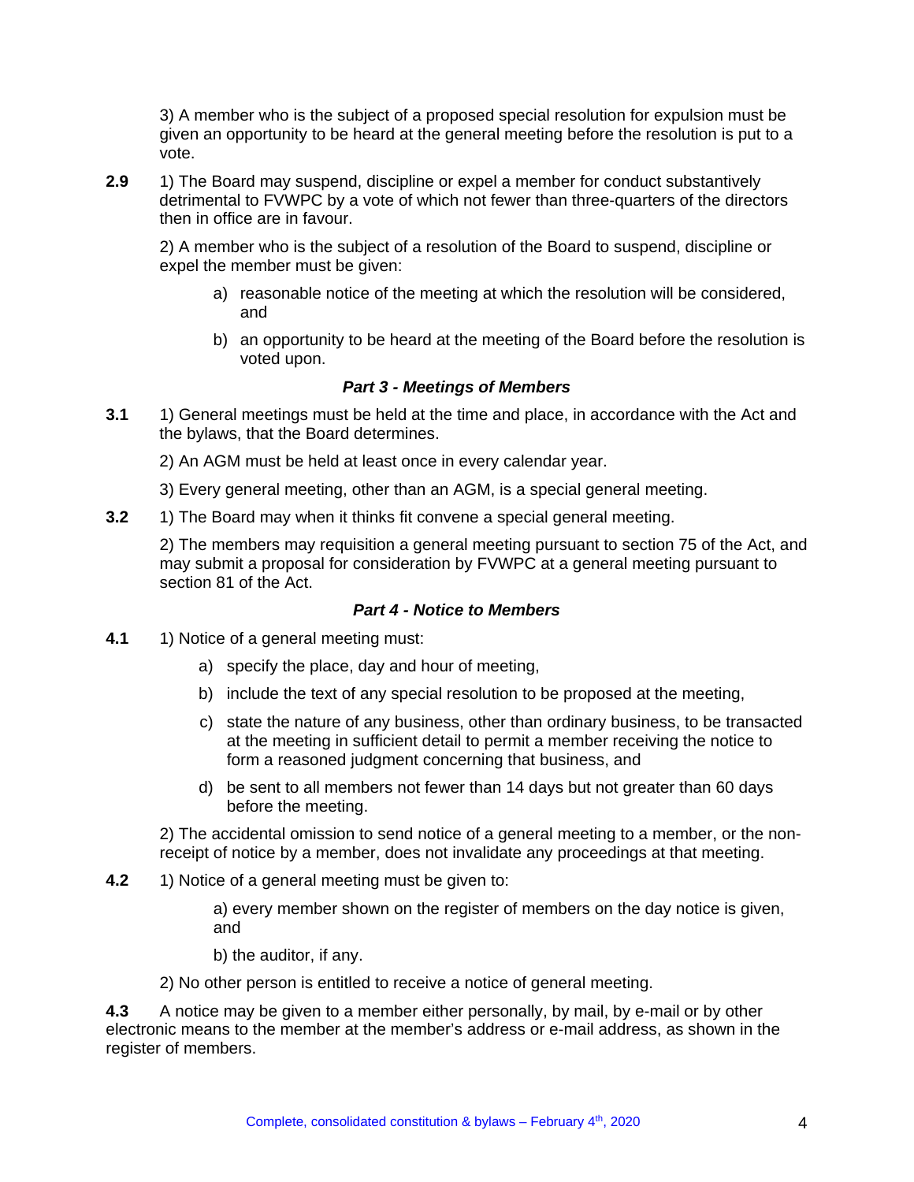3) A member who is the subject of a proposed special resolution for expulsion must be given an opportunity to be heard at the general meeting before the resolution is put to a vote.

**2.9** 1) The Board may suspend, discipline or expel a member for conduct substantively detrimental to FVWPC by a vote of which not fewer than three-quarters of the directors then in office are in favour.

2) A member who is the subject of a resolution of the Board to suspend, discipline or expel the member must be given:

a) reasonable notice of the meeting at which the resolution will be considered, and

b) an opportunity to be heard at the meeting of the Board before the resolution is voted upon.

### *Part 3 - Meetings of Members*

**3.1** 1) General meetings must be held at the time and place, in accordance with the Act and the bylaws, that the Board determines.

2) An AGM must be held at least once in every calendar year.

3) Every general meeting, other than an AGM, is a special general meeting.

**3.2** 1) The Board may when it thinks fit convene a special general meeting.

2) The members may requisition a general meeting pursuant to section 75 of the Act, and may submit a proposal for consideration by FVWPC at a general meeting pursuant to section 81 of the Act.

### *Part 4 - Notice to Members*

**4.1** 1) Notice of a general meeting must:

a) specify the place, day and hour of meeting,

b) include the text of any special resolution to be proposed at the meeting,

c) state the nature of any business, other than ordinary business, to be transacted at the meeting in sufficient detail to permit a member receiving the notice to form a reasoned judgment concerning that business, and

d) be sent to all members not fewer than 14 days but not greater than 60 days before the meeting.

2) The accidental omission to send notice of a general meeting to a member, or the non-receipt of notice by a member, does not invalidate any proceedings at that meeting.

**4.2** 1) Notice of a general meeting must be given to:

a) every member shown on the register of members on the day notice is given, and

b) the auditor, if any.

2) No other person is entitled to receive a notice of general meeting.

**4.3** A notice may be given to a member either personally, by mail, by e-mail or by other electronic means to the member at the member's address or e-mail address, as shown in the register of members.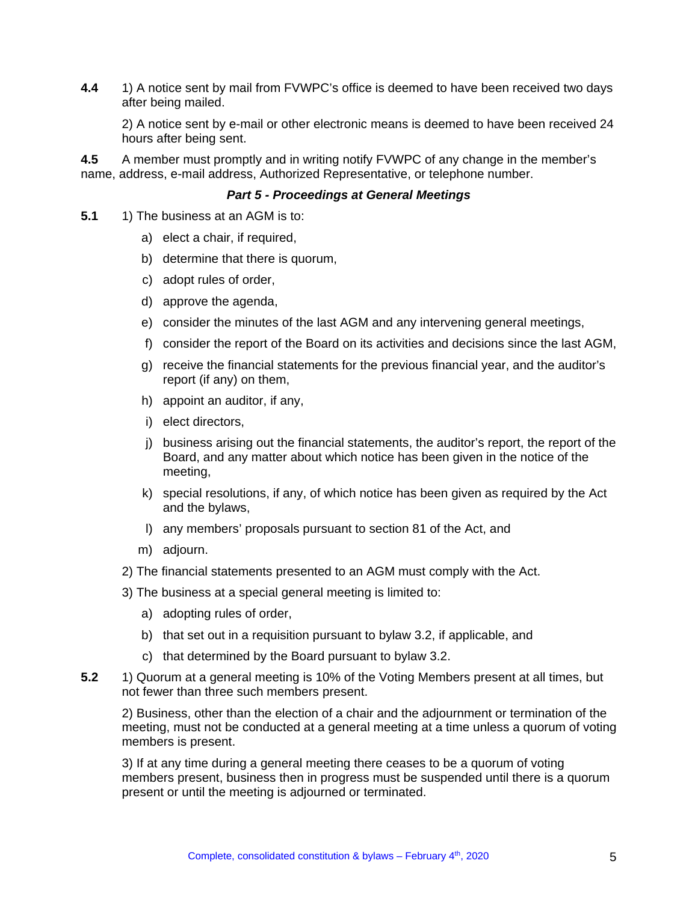**4.4** 1) A notice sent by mail from FVWPC's office is deemed to have been received two days after being mailed.

2) A notice sent by e-mail or other electronic means is deemed to have been received 24 hours after being sent.

**4.5** A member must promptly and in writing notify FVWPC of any change in the member's name, address, e-mail address, Authorized Representative, or telephone number.

### *Part 5 - Proceedings at General Meetings*

**5.1** 1) The business at an AGM is to:

a) elect a chair, if required,

b) determine that there is quorum,

c) adopt rules of order,

d) approve the agenda,

e) consider the minutes of the last AGM and any intervening general meetings,

f) consider the report of the Board on its activities and decisions since the last AGM,

g) receive the financial statements for the previous financial year, and the auditor's report (if any) on them,

h) appoint an auditor, if any,

i) elect directors,

j) business arising out the financial statements, the auditor's report, the report of the Board, and any matter about which notice has been given in the notice of the meeting,

k) special resolutions, if any, of which notice has been given as required by the Act and the bylaws,

l) any members' proposals pursuant to section 81 of the Act, and

m) adjourn.

2) The financial statements presented to an AGM must comply with the Act.

3) The business at a special general meeting is limited to:

a) adopting rules of order,

b) that set out in a requisition pursuant to bylaw 3.2, if applicable, and

c) that determined by the Board pursuant to bylaw 3.2.

**5.2** 1) Quorum at a general meeting is 10% of the Voting Members present at all times, but not fewer than three such members present.

2) Business, other than the election of a chair and the adjournment or termination of the meeting, must not be conducted at a general meeting at a time unless a quorum of voting members is present.

3) If at any time during a general meeting there ceases to be a quorum of voting members present, business then in progress must be suspended until there is a quorum present or until the meeting is adjourned or terminated.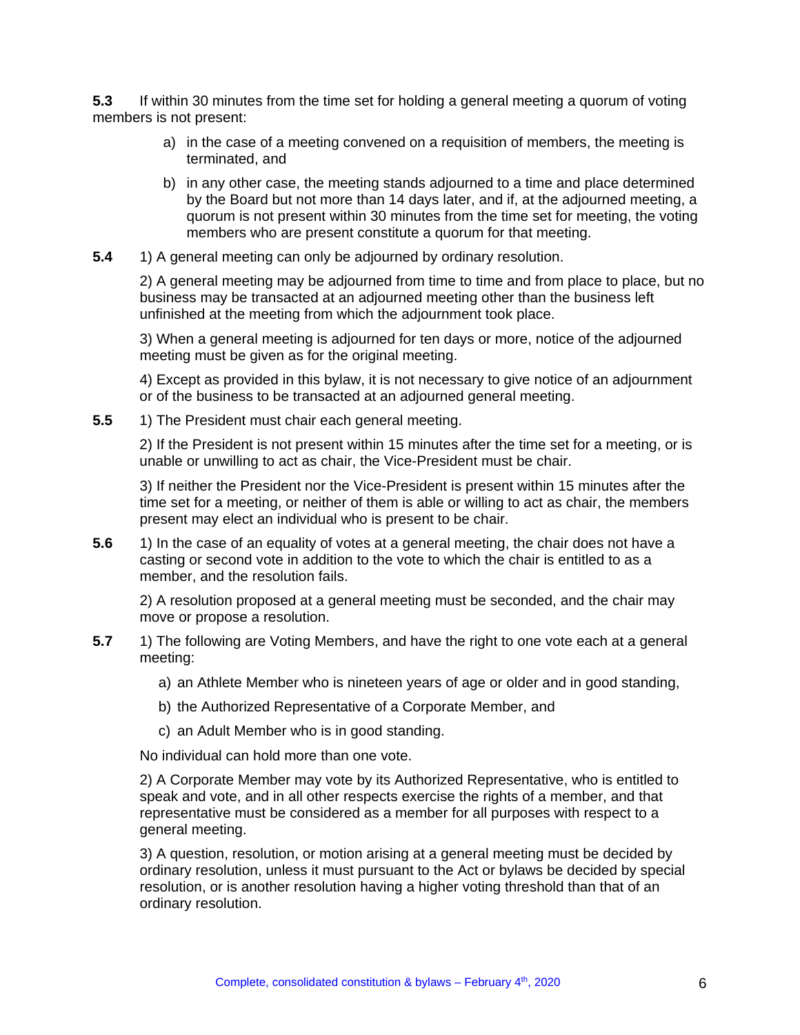**5.3** If within 30 minutes from the time set for holding a general meeting a quorum of voting members is not present:

a) in the case of a meeting convened on a requisition of members, the meeting is terminated, and

b) in any other case, the meeting stands adjourned to a time and place determined by the Board but not more than 14 days later, and if, at the adjourned meeting, a quorum is not present within 30 minutes from the time set for meeting, the voting members who are present constitute a quorum for that meeting.

**5.4** 1) A general meeting can only be adjourned by ordinary resolution.

2) A general meeting may be adjourned from time to time and from place to place, but no business may be transacted at an adjourned meeting other than the business left unfinished at the meeting from which the adjournment took place.

3) When a general meeting is adjourned for ten days or more, notice of the adjourned meeting must be given as for the original meeting.

4) Except as provided in this bylaw, it is not necessary to give notice of an adjournment or of the business to be transacted at an adjourned general meeting.

**5.5** 1) The President must chair each general meeting.

2) If the President is not present within 15 minutes after the time set for a meeting, or is unable or unwilling to act as chair, the Vice-President must be chair.

3) If neither the President nor the Vice-President is present within 15 minutes after the time set for a meeting, or neither of them is able or willing to act as chair, the members present may elect an individual who is present to be chair.

**5.6** 1) In the case of an equality of votes at a general meeting, the chair does not have a casting or second vote in addition to the vote to which the chair is entitled to as a member, and the resolution fails.

2) A resolution proposed at a general meeting must be seconded, and the chair may move or propose a resolution.

**5.7** 1) The following are Voting Members, and have the right to one vote each at a general meeting:

a) an Athlete Member who is nineteen years of age or older and in good standing,

b) the Authorized Representative of a Corporate Member, and

c) an Adult Member who is in good standing.

No individual can hold more than one vote.

2) A Corporate Member may vote by its Authorized Representative, who is entitled to speak and vote, and in all other respects exercise the rights of a member, and that representative must be considered as a member for all purposes with respect to a general meeting.

3) A question, resolution, or motion arising at a general meeting must be decided by ordinary resolution, unless it must pursuant to the Act or bylaws be decided by special resolution, or is another resolution having a higher voting threshold than that of an ordinary resolution.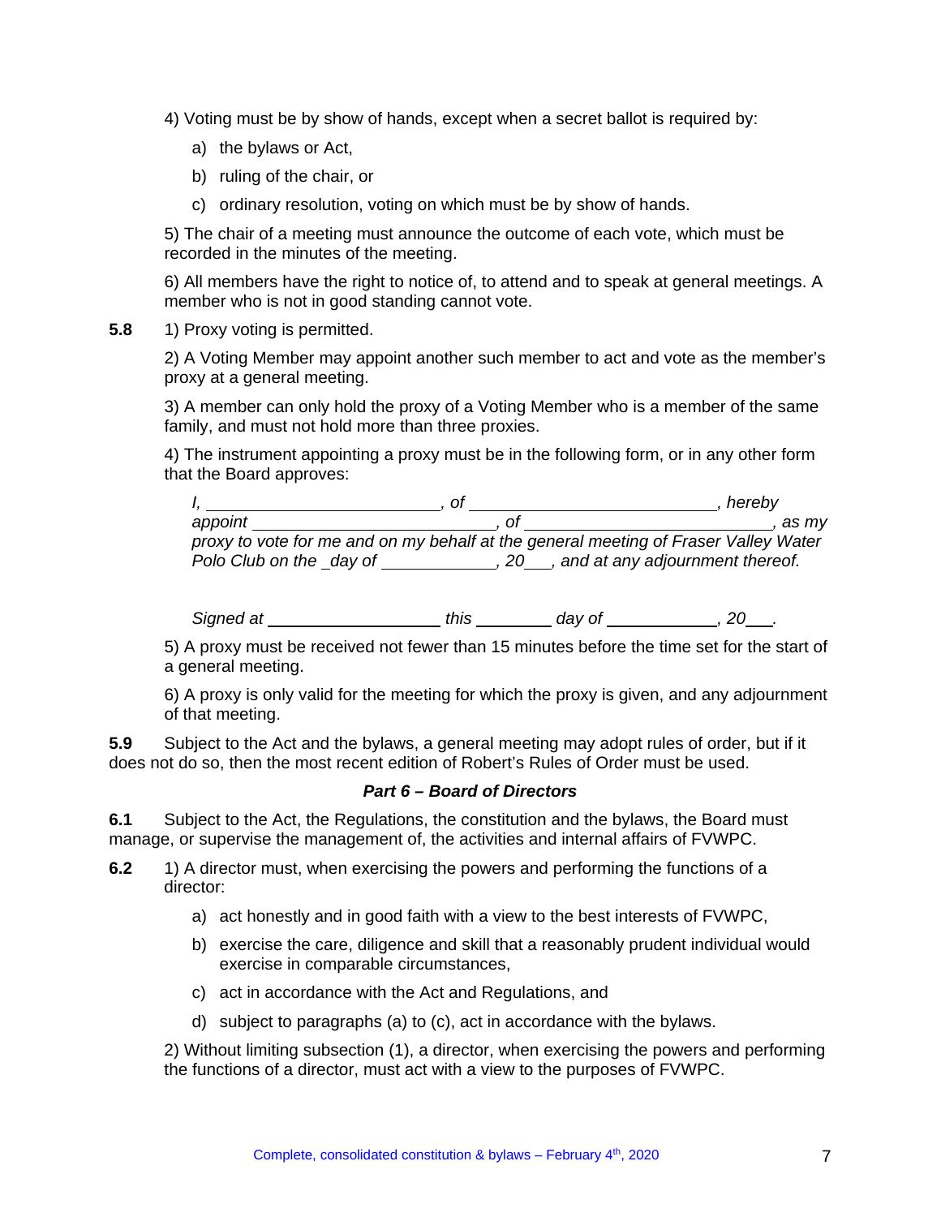4) Voting must be by show of hands, except when a secret ballot is required by:

a) the bylaws or Act,

b) ruling of the chair, or

c) ordinary resolution, voting on which must be by show of hands.

5) The chair of a meeting must announce the outcome of each vote, which must be recorded in the minutes of the meeting.

6) All members have the right to notice of, to attend and to speak at general meetings. A member who is not in good standing cannot vote.

**5.8** 1) Proxy voting is permitted.

2) A Voting Member may appoint another such member to act and vote as the member's proxy at a general meeting.

3) A member can only hold the proxy of a Voting Member who is a member of the same family, and must not hold more than three proxies.

4) The instrument appointing a proxy must be in the following form, or in any other form that the Board approves:

*I, \_\_\_\_\_\_\_\_\_\_\_\_\_\_\_\_\_\_\_\_\_\_\_\_, of \_\_\_\_\_\_\_\_\_\_\_\_\_\_\_\_\_\_\_\_\_\_\_\_\_\_, hereby appoint \_\_\_\_\_\_\_\_\_\_\_\_\_\_\_\_\_\_\_\_\_\_\_\_\_\_, of \_\_\_\_\_\_\_\_\_\_\_\_\_\_\_\_\_\_\_\_\_\_\_\_\_\_, as my proxy to vote for me and on my behalf at the general meeting of Fraser Valley Water Polo Club on the \_day of \_\_\_\_\_\_\_\_\_\_\_\_, 20\_\_\_, and at any adjournment thereof.*

*Signed at \_\_\_\_\_\_\_\_\_\_\_\_\_\_\_\_\_\_\_ this \_\_\_\_\_\_\_\_ day of \_\_\_\_\_\_\_\_\_\_\_\_, 20\_\_\_.*

5) A proxy must be received not fewer than 15 minutes before the time set for the start of a general meeting.

6) A proxy is only valid for the meeting for which the proxy is given, and any adjournment of that meeting.

**5.9** Subject to the Act and the bylaws, a general meeting may adopt rules of order, but if it does not do so, then the most recent edition of Robert's Rules of Order must be used.

### *Part 6 – Board of Directors*

**6.1** Subject to the Act, the Regulations, the constitution and the bylaws, the Board must manage, or supervise the management of, the activities and internal affairs of FVWPC.

**6.2** 1) A director must, when exercising the powers and performing the functions of a director:

a) act honestly and in good faith with a view to the best interests of FVWPC,

b) exercise the care, diligence and skill that a reasonably prudent individual would exercise in comparable circumstances,

c) act in accordance with the Act and Regulations, and

d) subject to paragraphs (a) to (c), act in accordance with the bylaws.

2) Without limiting subsection (1), a director, when exercising the powers and performing the functions of a director, must act with a view to the purposes of FVWPC.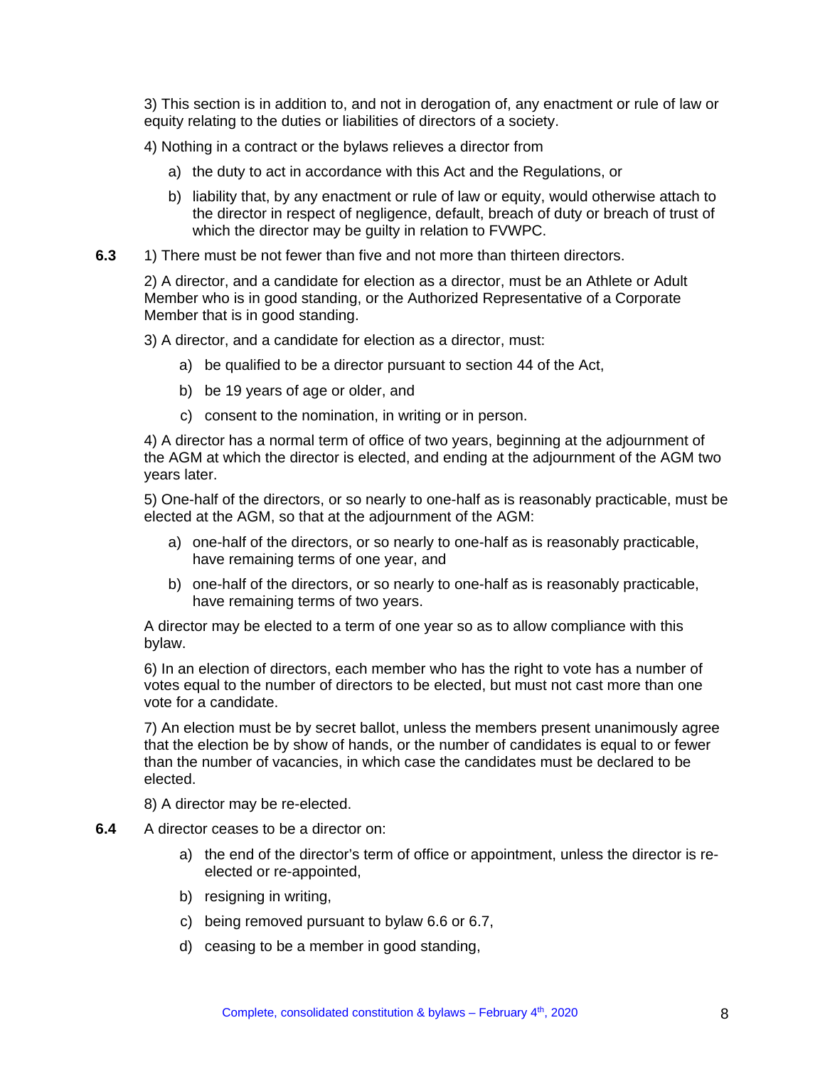3) This section is in addition to, and not in derogation of, any enactment or rule of law or equity relating to the duties or liabilities of directors of a society.

4) Nothing in a contract or the bylaws relieves a director from

a) the duty to act in accordance with this Act and the Regulations, or

b) liability that, by any enactment or rule of law or equity, would otherwise attach to the director in respect of negligence, default, breach of duty or breach of trust of which the director may be guilty in relation to FVWPC.

**6.3** 1) There must be not fewer than five and not more than thirteen directors.

2) A director, and a candidate for election as a director, must be an Athlete or Adult Member who is in good standing, or the Authorized Representative of a Corporate Member that is in good standing.

3) A director, and a candidate for election as a director, must:

a) be qualified to be a director pursuant to section 44 of the Act,

b) be 19 years of age or older, and

c) consent to the nomination, in writing or in person.

4) A director has a normal term of office of two years, beginning at the adjournment of the AGM at which the director is elected, and ending at the adjournment of the AGM two years later.

5) One-half of the directors, or so nearly to one-half as is reasonably practicable, must be elected at the AGM, so that at the adjournment of the AGM:

a) one-half of the directors, or so nearly to one-half as is reasonably practicable, have remaining terms of one year, and

b) one-half of the directors, or so nearly to one-half as is reasonably practicable, have remaining terms of two years.

A director may be elected to a term of one year so as to allow compliance with this bylaw.

6) In an election of directors, each member who has the right to vote has a number of votes equal to the number of directors to be elected, but must not cast more than one vote for a candidate.

7) An election must be by secret ballot, unless the members present unanimously agree that the election be by show of hands, or the number of candidates is equal to or fewer than the number of vacancies, in which case the candidates must be declared to be elected.

8) A director may be re-elected.

**6.4** A director ceases to be a director on:

a) the end of the director's term of office or appointment, unless the director is re-elected or re-appointed,

b) resigning in writing,

c) being removed pursuant to bylaw 6.6 or 6.7,

d) ceasing to be a member in good standing,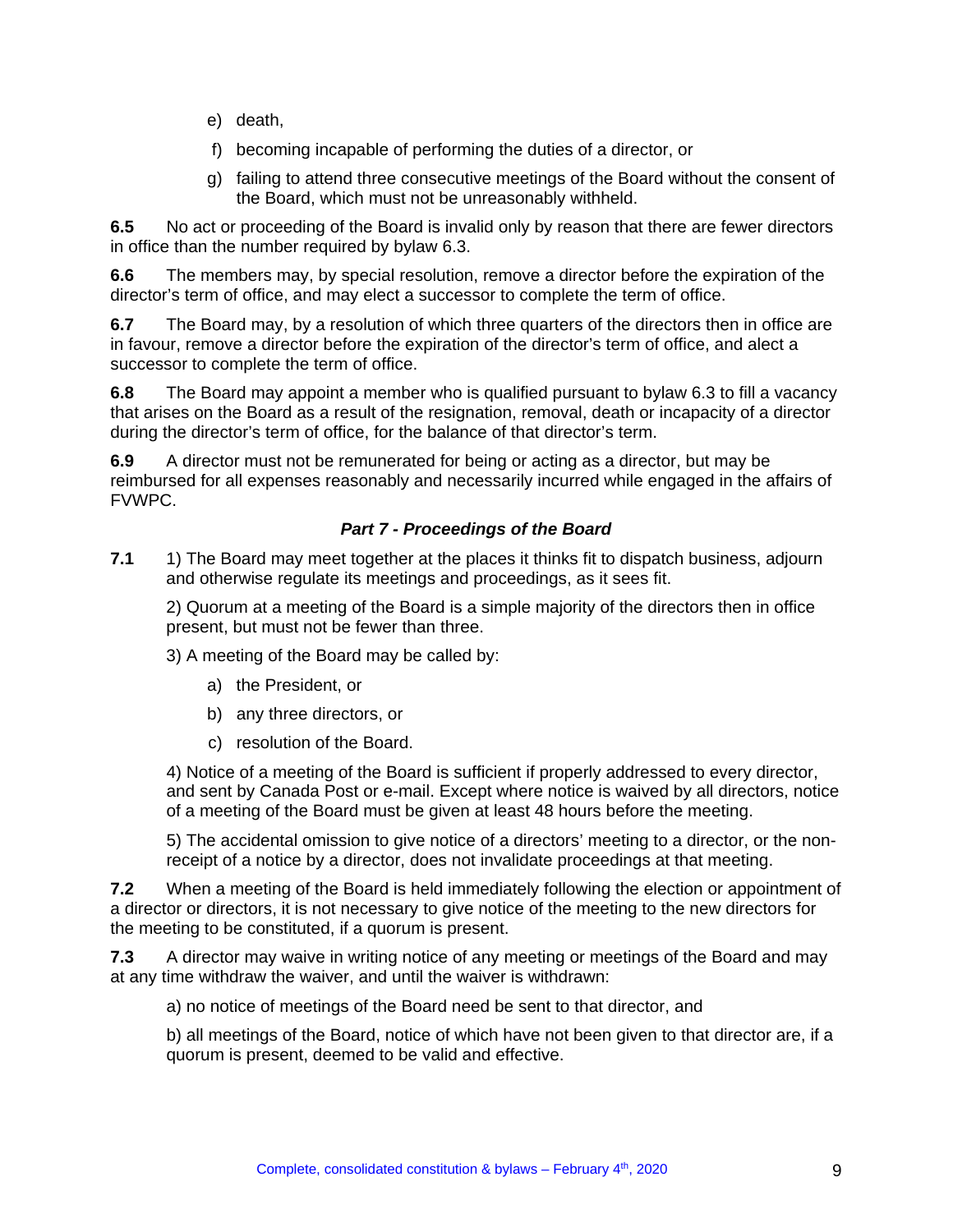e) death,

f) becoming incapable of performing the duties of a director, or

g) failing to attend three consecutive meetings of the Board without the consent of the Board, which must not be unreasonably withheld.

**6.5** No act or proceeding of the Board is invalid only by reason that there are fewer directors in office than the number required by bylaw 6.3.

**6.6** The members may, by special resolution, remove a director before the expiration of the director's term of office, and may elect a successor to complete the term of office.

**6.7** The Board may, by a resolution of which three quarters of the directors then in office are in favour, remove a director before the expiration of the director's term of office, and alect a successor to complete the term of office.

**6.8** The Board may appoint a member who is qualified pursuant to bylaw 6.3 to fill a vacancy that arises on the Board as a result of the resignation, removal, death or incapacity of a director during the director's term of office, for the balance of that director's term.

**6.9** A director must not be remunerated for being or acting as a director, but may be reimbursed for all expenses reasonably and necessarily incurred while engaged in the affairs of FVWPC.

### *Part 7 - Proceedings of the Board*

**7.1** 1) The Board may meet together at the places it thinks fit to dispatch business, adjourn and otherwise regulate its meetings and proceedings, as it sees fit.

2) Quorum at a meeting of the Board is a simple majority of the directors then in office present, but must not be fewer than three.

3) A meeting of the Board may be called by:

a) the President, or

b) any three directors, or

c) resolution of the Board.

4) Notice of a meeting of the Board is sufficient if properly addressed to every director, and sent by Canada Post or e-mail. Except where notice is waived by all directors, notice of a meeting of the Board must be given at least 48 hours before the meeting.

5) The accidental omission to give notice of a directors' meeting to a director, or the non-receipt of a notice by a director, does not invalidate proceedings at that meeting.

**7.2** When a meeting of the Board is held immediately following the election or appointment of a director or directors, it is not necessary to give notice of the meeting to the new directors for the meeting to be constituted, if a quorum is present.

**7.3** A director may waive in writing notice of any meeting or meetings of the Board and may at any time withdraw the waiver, and until the waiver is withdrawn:

a) no notice of meetings of the Board need be sent to that director, and

b) all meetings of the Board, notice of which have not been given to that director are, if a quorum is present, deemed to be valid and effective.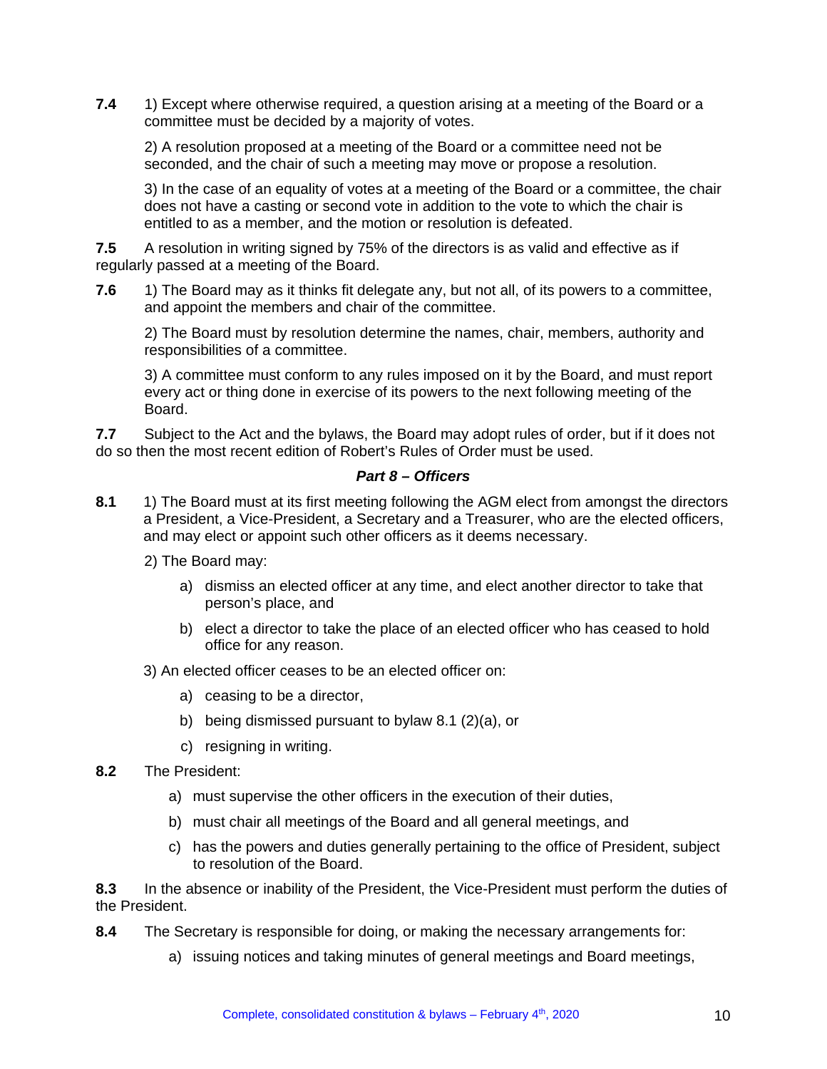**7.4** 1) Except where otherwise required, a question arising at a meeting of the Board or a committee must be decided by a majority of votes.

2) A resolution proposed at a meeting of the Board or a committee need not be seconded, and the chair of such a meeting may move or propose a resolution.

3) In the case of an equality of votes at a meeting of the Board or a committee, the chair does not have a casting or second vote in addition to the vote to which the chair is entitled to as a member, and the motion or resolution is defeated.

**7.5** A resolution in writing signed by 75% of the directors is as valid and effective as if regularly passed at a meeting of the Board.

**7.6** 1) The Board may as it thinks fit delegate any, but not all, of its powers to a committee, and appoint the members and chair of the committee.

2) The Board must by resolution determine the names, chair, members, authority and responsibilities of a committee.

3) A committee must conform to any rules imposed on it by the Board, and must report every act or thing done in exercise of its powers to the next following meeting of the Board.

**7.7** Subject to the Act and the bylaws, the Board may adopt rules of order, but if it does not do so then the most recent edition of Robert's Rules of Order must be used.

### *Part 8 – Officers*

**8.1** 1) The Board must at its first meeting following the AGM elect from amongst the directors a President, a Vice-President, a Secretary and a Treasurer, who are the elected officers, and may elect or appoint such other officers as it deems necessary.

2) The Board may:

- a) dismiss an elected officer at any time, and elect another director to take that person's place, and
- b) elect a director to take the place of an elected officer who has ceased to hold office for any reason.

3) An elected officer ceases to be an elected officer on:

- a) ceasing to be a director,
- b) being dismissed pursuant to bylaw 8.1 (2)(a), or
- c) resigning in writing.

**8.2** The President:

- a) must supervise the other officers in the execution of their duties,
- b) must chair all meetings of the Board and all general meetings, and
- c) has the powers and duties generally pertaining to the office of President, subject to resolution of the Board.

**8.3** In the absence or inability of the President, the Vice-President must perform the duties of the President.

**8.4** The Secretary is responsible for doing, or making the necessary arrangements for:

- a) issuing notices and taking minutes of general meetings and Board meetings,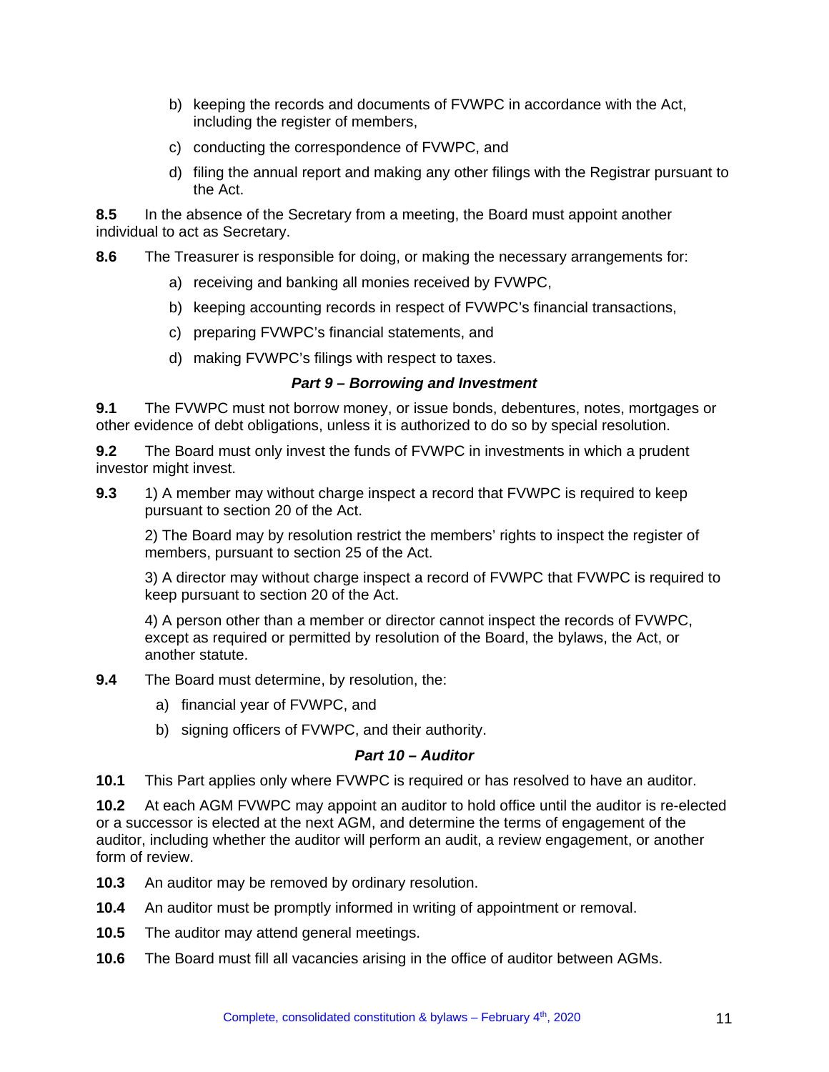b) keeping the records and documents of FVWPC in accordance with the Act, including the register of members,

c) conducting the correspondence of FVWPC, and

d) filing the annual report and making any other filings with the Registrar pursuant to the Act.

**8.5** In the absence of the Secretary from a meeting, the Board must appoint another individual to act as Secretary.

**8.6** The Treasurer is responsible for doing, or making the necessary arrangements for:

a) receiving and banking all monies received by FVWPC,

b) keeping accounting records in respect of FVWPC's financial transactions,

c) preparing FVWPC's financial statements, and

d) making FVWPC's filings with respect to taxes.

### *Part 9 – Borrowing and Investment*

**9.1** The FVWPC must not borrow money, or issue bonds, debentures, notes, mortgages or other evidence of debt obligations, unless it is authorized to do so by special resolution.

**9.2** The Board must only invest the funds of FVWPC in investments in which a prudent investor might invest.

**9.3** 1) A member may without charge inspect a record that FVWPC is required to keep pursuant to section 20 of the Act.

2) The Board may by resolution restrict the members' rights to inspect the register of members, pursuant to section 25 of the Act.

3) A director may without charge inspect a record of FVWPC that FVWPC is required to keep pursuant to section 20 of the Act.

4) A person other than a member or director cannot inspect the records of FVWPC, except as required or permitted by resolution of the Board, the bylaws, the Act, or another statute.

**9.4** The Board must determine, by resolution, the:

a) financial year of FVWPC, and

b) signing officers of FVWPC, and their authority.

### *Part 10 – Auditor*

**10.1** This Part applies only where FVWPC is required or has resolved to have an auditor.

**10.2** At each AGM FVWPC may appoint an auditor to hold office until the auditor is re-elected or a successor is elected at the next AGM, and determine the terms of engagement of the auditor, including whether the auditor will perform an audit, a review engagement, or another form of review.

**10.3** An auditor may be removed by ordinary resolution.

**10.4** An auditor must be promptly informed in writing of appointment or removal.

**10.5** The auditor may attend general meetings.

**10.6** The Board must fill all vacancies arising in the office of auditor between AGMs.